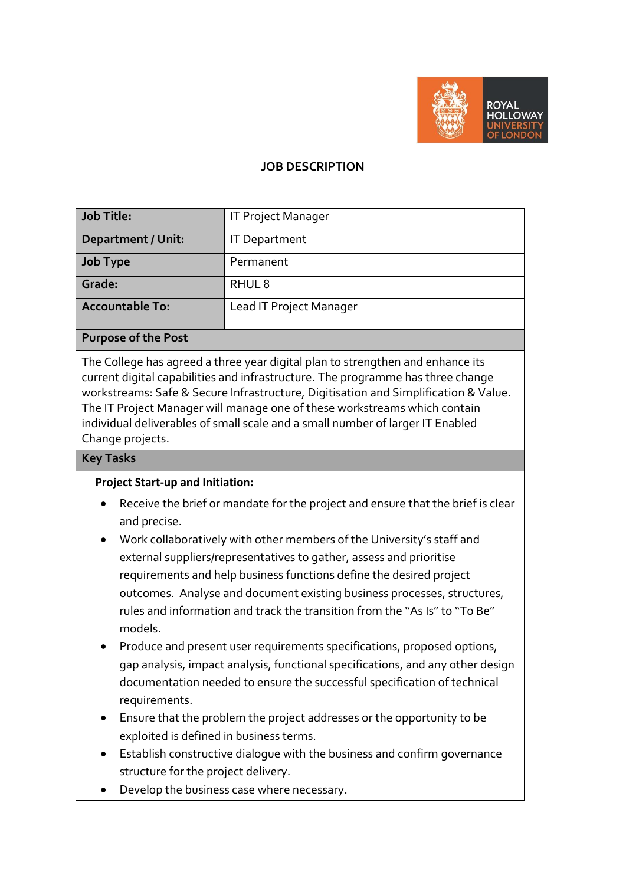# JOB DESCRIPTION

| Job Title: | IT Project Manager |
|---|---|
| Department / Unit: | IT Department |
| Job Type | Permanent |
| Grade: | RHUL 8 |
| Accountable To: | Lead IT Project Manager |

## Purpose of the Post

The College has agreed a three year digital plan to strengthen and enhance its current digital capabilities and infrastructure. The programme has three change workstreams: Safe & Secure Infrastructure, Digitisation and Simplification & Value. The IT Project Manager will manage one of these workstreams which contain individual deliverables of small scale and a small number of larger IT Enabled Change projects.

## Key Tasks

**Project Start-up and Initiation:**

- Receive the brief or mandate for the project and ensure that the brief is clear and precise.
- Work collaboratively with other members of the University's staff and external suppliers/representatives to gather, assess and prioritise requirements and help business functions define the desired project outcomes. Analyse and document existing business processes, structures, rules and information and track the transition from the "As Is" to "To Be" models.
- Produce and present user requirements specifications, proposed options, gap analysis, impact analysis, functional specifications, and any other design documentation needed to ensure the successful specification of technical requirements.
- Ensure that the problem the project addresses or the opportunity to be exploited is defined in business terms.
- Establish constructive dialogue with the business and confirm governance structure for the project delivery.
- Develop the business case where necessary.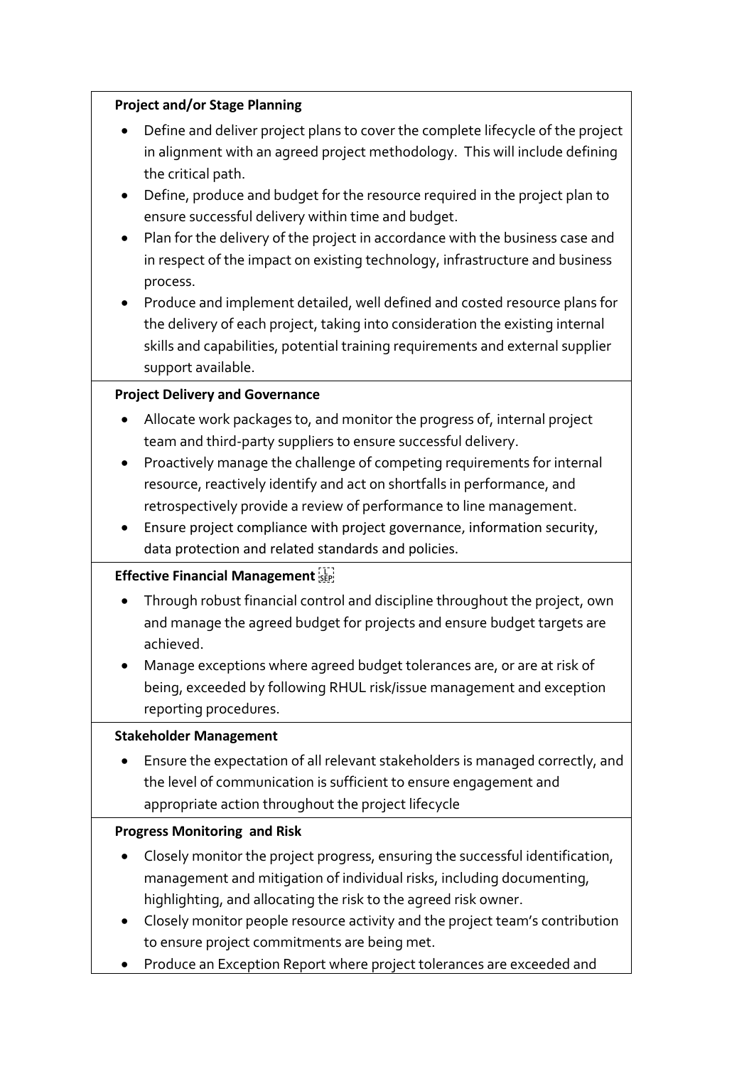**Project and/or Stage Planning**

- Define and deliver project plans to cover the complete lifecycle of the project in alignment with an agreed project methodology. This will include defining the critical path.
- Define, produce and budget for the resource required in the project plan to ensure successful delivery within time and budget.
- Plan for the delivery of the project in accordance with the business case and in respect of the impact on existing technology, infrastructure and business process.
- Produce and implement detailed, well defined and costed resource plans for the delivery of each project, taking into consideration the existing internal skills and capabilities, potential training requirements and external supplier support available.

**Project Delivery and Governance**

- Allocate work packages to, and monitor the progress of, internal project team and third-party suppliers to ensure successful delivery.
- Proactively manage the challenge of competing requirements for internal resource, reactively identify and act on shortfalls in performance, and retrospectively provide a review of performance to line management.
- Ensure project compliance with project governance, information security, data protection and related standards and policies.

**Effective Financial Management**

- Through robust financial control and discipline throughout the project, own and manage the agreed budget for projects and ensure budget targets are achieved.
- Manage exceptions where agreed budget tolerances are, or are at risk of being, exceeded by following RHUL risk/issue management and exception reporting procedures.

**Stakeholder Management**

- Ensure the expectation of all relevant stakeholders is managed correctly, and the level of communication is sufficient to ensure engagement and appropriate action throughout the project lifecycle

**Progress Monitoring and Risk**

- Closely monitor the project progress, ensuring the successful identification, management and mitigation of individual risks, including documenting, highlighting, and allocating the risk to the agreed risk owner.
- Closely monitor people resource activity and the project team's contribution to ensure project commitments are being met.
- Produce an Exception Report where project tolerances are exceeded and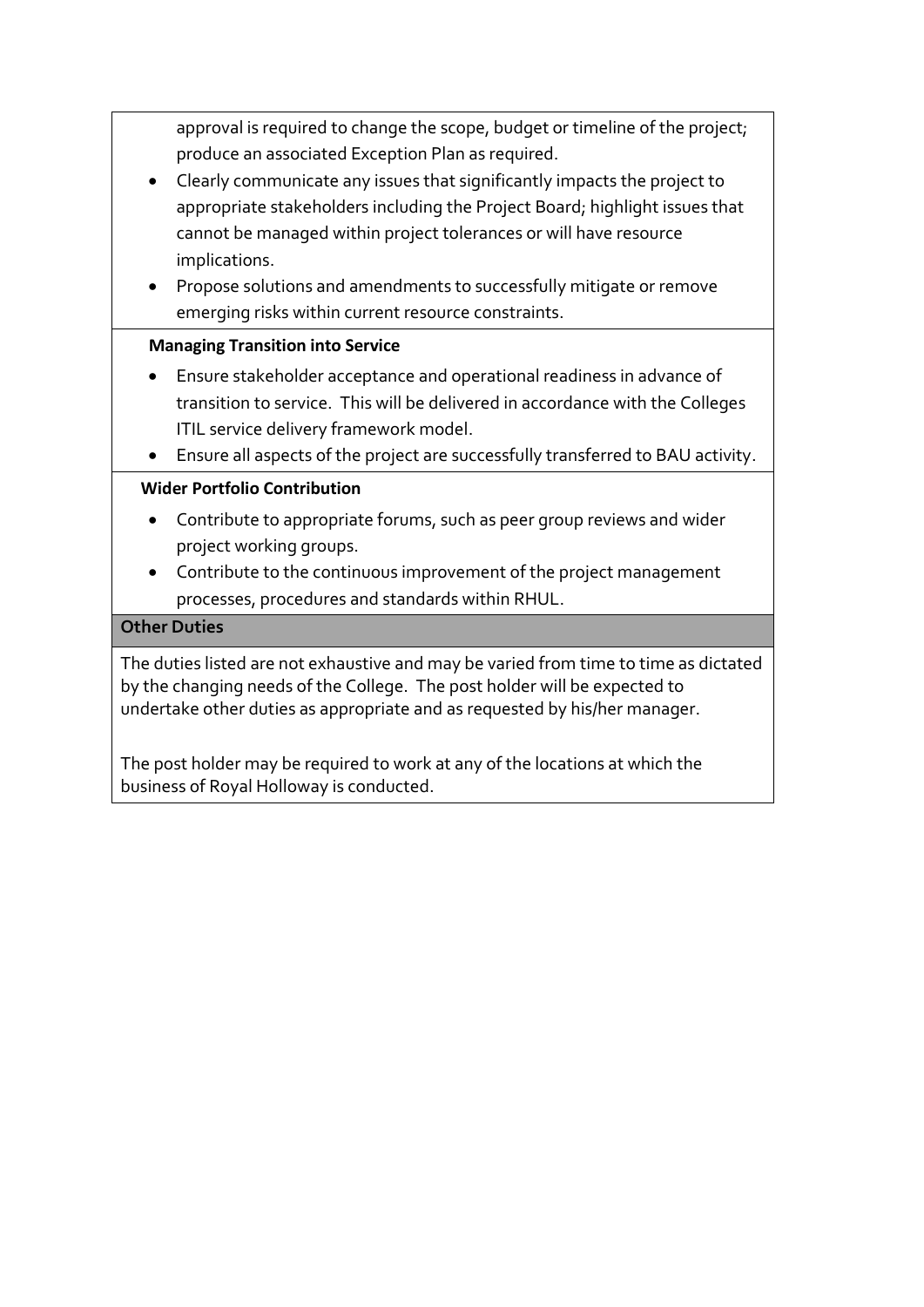approval is required to change the scope, budget or timeline of the project; produce an associated Exception Plan as required.

- Clearly communicate any issues that significantly impacts the project to appropriate stakeholders including the Project Board; highlight issues that cannot be managed within project tolerances or will have resource implications.
- Propose solutions and amendments to successfully mitigate or remove emerging risks within current resource constraints.

**Managing Transition into Service**

- Ensure stakeholder acceptance and operational readiness in advance of transition to service. This will be delivered in accordance with the Colleges ITIL service delivery framework model.
- Ensure all aspects of the project are successfully transferred to BAU activity.

**Wider Portfolio Contribution**

- Contribute to appropriate forums, such as peer group reviews and wider project working groups.
- Contribute to the continuous improvement of the project management processes, procedures and standards within RHUL.

**Other Duties**

The duties listed are not exhaustive and may be varied from time to time as dictated by the changing needs of the College. The post holder will be expected to undertake other duties as appropriate and as requested by his/her manager.

The post holder may be required to work at any of the locations at which the business of Royal Holloway is conducted.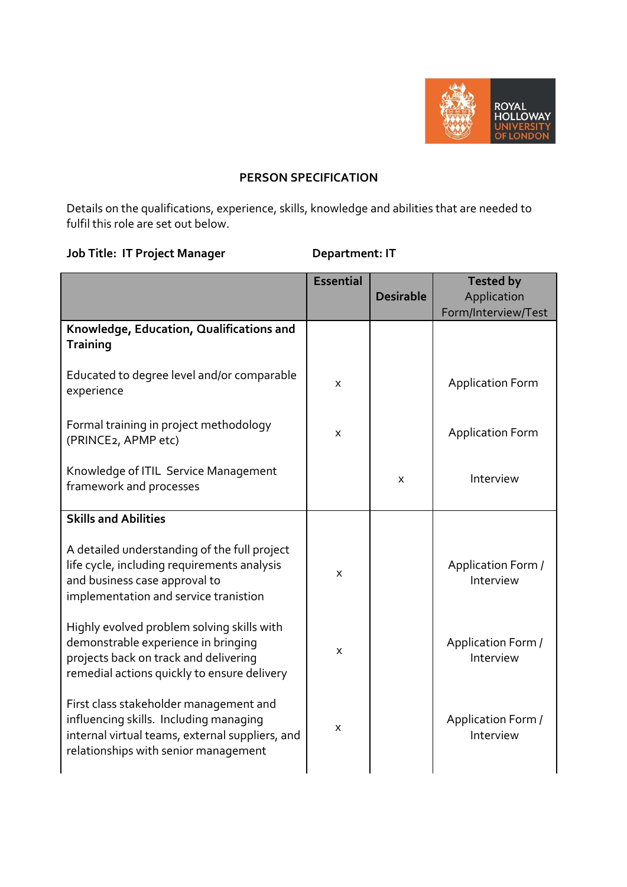## PERSON SPECIFICATION

Details on the qualifications, experience, skills, knowledge and abilities that are needed to fulfil this role are set out below.

**Job Title: IT Project Manager** **Department: IT**

| | Essential | Desirable | Tested by Application Form/Interview/Test |
|---|---|---|---|
| **Knowledge, Education, Qualifications and Training** | | | |
| Educated to degree level and/or comparable experience | x | | Application Form |
| Formal training in project methodology (PRINCE2, APMP etc) | x | | Application Form |
| Knowledge of ITIL Service Management framework and processes | | x | Interview |
| **Skills and Abilities** | | | |
| A detailed understanding of the full project life cycle, including requirements analysis and business case approval to implementation and service transition | x | | Application Form / Interview |
| Highly evolved problem solving skills with demonstrable experience in bringing projects back on track and delivering remedial actions quickly to ensure delivery | x | | Application Form / Interview |
| First class stakeholder management and influencing skills. Including managing internal virtual teams, external suppliers, and relationships with senior management | x | | Application Form / Interview |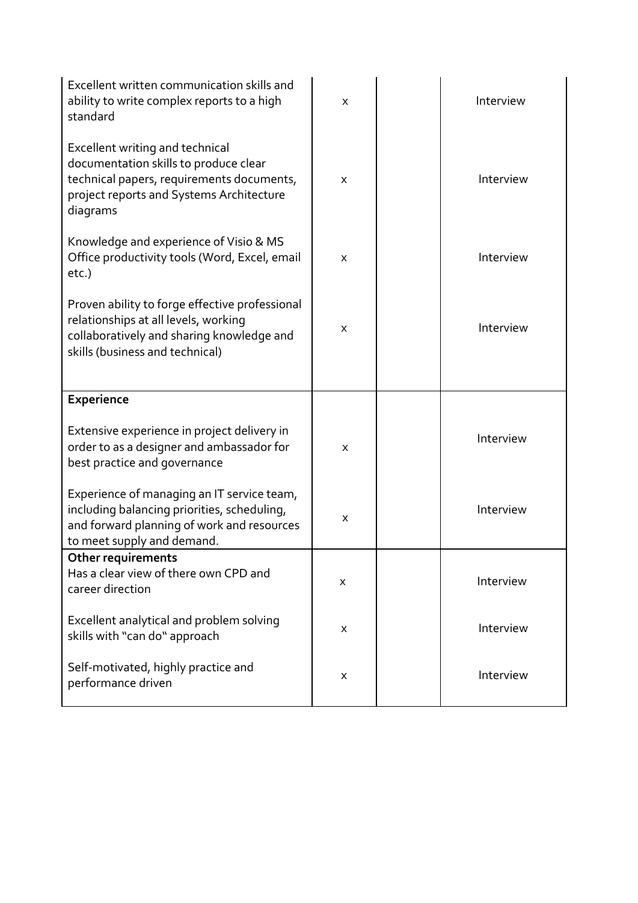| | | | |
|---|---|---|---|
| Excellent written communication skills and ability to write complex reports to a high standard | x | | Interview |
| Excellent writing and technical documentation skills to produce clear technical papers, requirements documents, project reports and Systems Architecture diagrams | x | | Interview |
| Knowledge and experience of Visio & MS Office productivity tools (Word, Excel, email etc.) | x | | Interview |
| Proven ability to forge effective professional relationships at all levels, working collaboratively and sharing knowledge and skills (business and technical) | x | | Interview |
| **Experience** | | | |
| Extensive experience in project delivery in order to as a designer and ambassador for best practice and governance | x | | Interview |
| Experience of managing an IT service team, including balancing priorities, scheduling, and forward planning of work and resources to meet supply and demand. | x | | Interview |
| **Other requirements** | | | |
| Has a clear view of there own CPD and career direction | x | | Interview |
| Excellent analytical and problem solving skills with "can do" approach | x | | Interview |
| Self-motivated, highly practice and performance driven | x | | Interview |